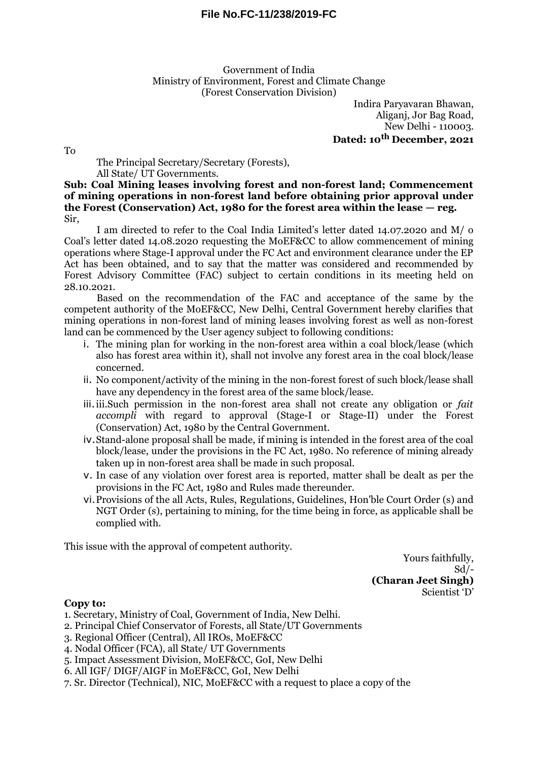**File No.FC-11/238/2019-FC**

Government of India
Ministry of Environment, Forest and Climate Change
(Forest Conservation Division)

Indira Paryavaran Bhawan,
Aliganj, Jor Bag Road,
New Delhi - 110003.
**Dated: 10th December, 2021**

To

The Principal Secretary/Secretary (Forests),
All State/ UT Governments.

**Sub: Coal Mining leases involving forest and non-forest land; Commencement of mining operations in non-forest land before obtaining prior approval under the Forest (Conservation) Act, 1980 for the forest area within the lease — reg.**

Sir,

I am directed to refer to the Coal India Limited's letter dated 14.07.2020 and M/ o Coal's letter dated 14.08.2020 requesting the MoEF&CC to allow commencement of mining operations where Stage-I approval under the FC Act and environment clearance under the EP Act has been obtained, and to say that the matter was considered and recommended by Forest Advisory Committee (FAC) subject to certain conditions in its meeting held on 28.10.2021.

Based on the recommendation of the FAC and acceptance of the same by the competent authority of the MoEF&CC, New Delhi, Central Government hereby clarifies that mining operations in non-forest land of mining leases involving forest as well as non-forest land can be commenced by the User agency subject to following conditions:

i. The mining plan for working in the non-forest area within a coal block/lease (which also has forest area within it), shall not involve any forest area in the coal block/lease concerned.
ii. No component/activity of the mining in the non-forest forest of such block/lease shall have any dependency in the forest area of the same block/lease.
iii. iii.Such permission in the non-forest area shall not create any obligation or *fait accompli* with regard to approval (Stage-I or Stage-II) under the Forest (Conservation) Act, 1980 by the Central Government.
iv. Stand-alone proposal shall be made, if mining is intended in the forest area of the coal block/lease, under the provisions in the FC Act, 1980. No reference of mining already taken up in non-forest area shall be made in such proposal.
v. In case of any violation over forest area is reported, matter shall be dealt as per the provisions in the FC Act, 1980 and Rules made thereunder.
vi. Provisions of the all Acts, Rules, Regulations, Guidelines, Hon'ble Court Order (s) and NGT Order (s), pertaining to mining, for the time being in force, as applicable shall be complied with.

This issue with the approval of competent authority.

Yours faithfully,
Sd/-
**(Charan Jeet Singh)**
Scientist 'D'

**Copy to:**

1. Secretary, Ministry of Coal, Government of India, New Delhi.
2. Principal Chief Conservator of Forests, all State/UT Governments
3. Regional Officer (Central), All IROs, MoEF&CC
4. Nodal Officer (FCA), all State/ UT Governments
5. Impact Assessment Division, MoEF&CC, GoI, New Delhi
6. All IGF/ DIGF/AIGF in MoEF&CC, GoI, New Delhi
7. Sr. Director (Technical), NIC, MoEF&CC with a request to place a copy of the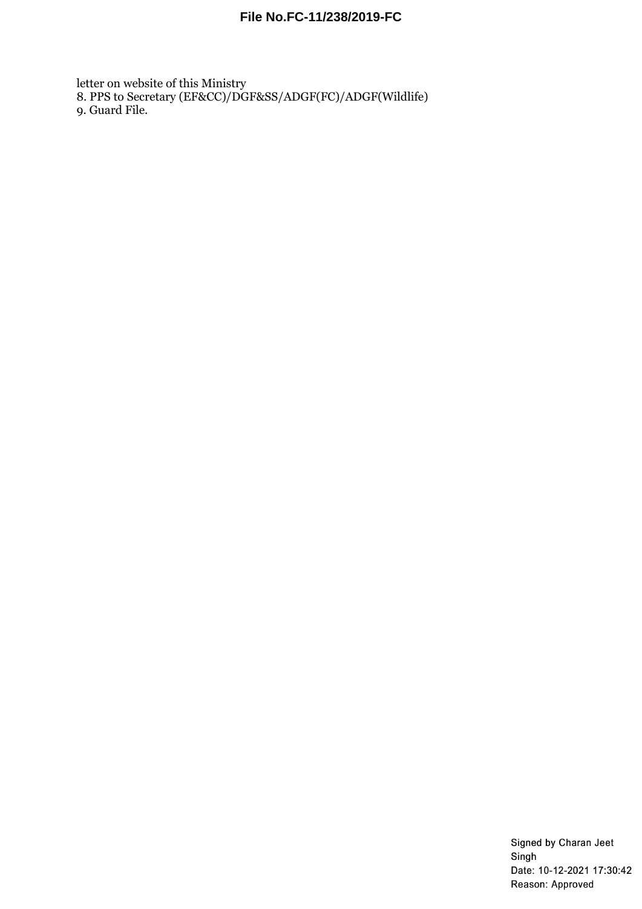letter on website of this Ministry
8. PPS to Secretary (EF&CC)/DGF&SS/ADGF(FC)/ADGF(Wildlife)
9. Guard File.

Signed by Charan Jeet Singh
Date: 10-12-2021 17:30:42
Reason: Approved